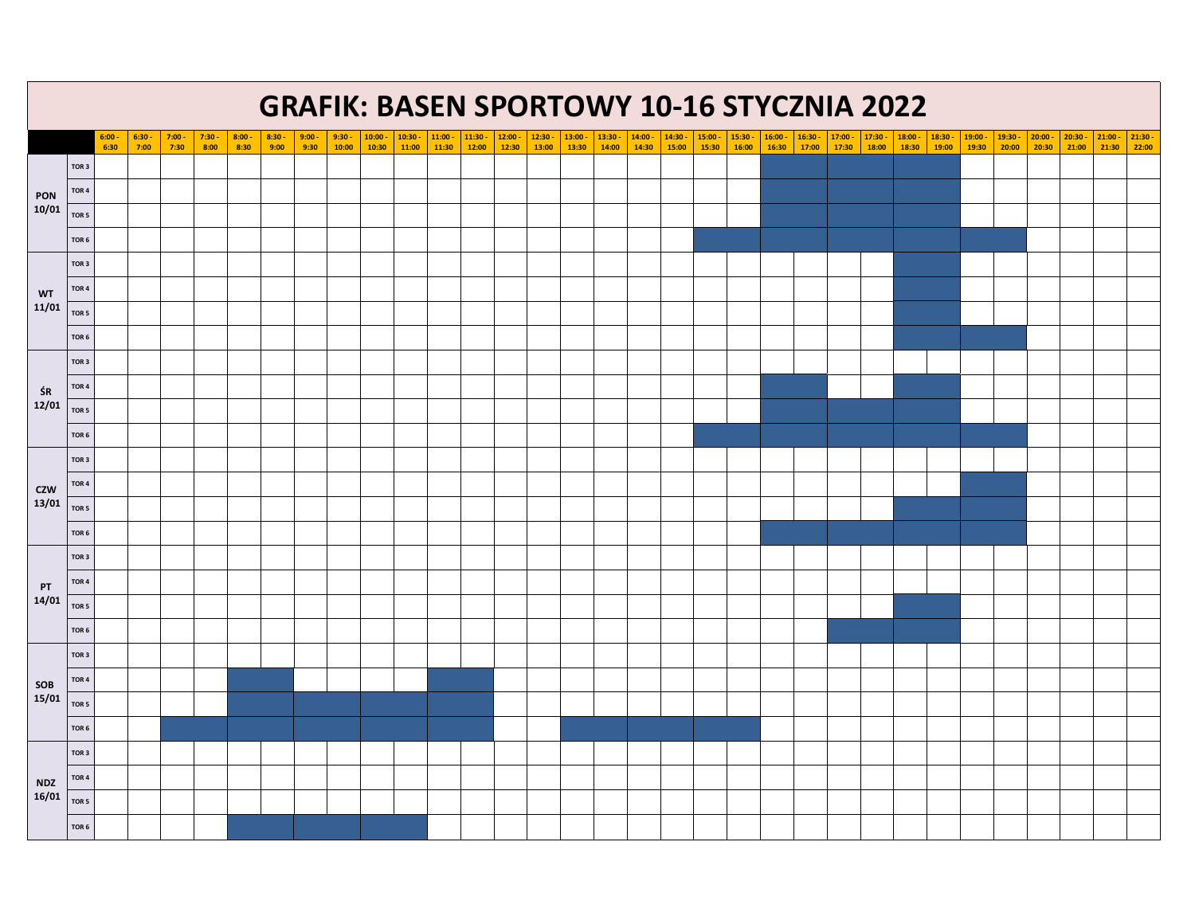# GRAFIK: BASEN SPORTOWY 10-16 STYCZNIA 2022

Zajęte pola (zacienione w grafiku) oznaczono symbolem ■.

| | | 6:00 - 6:30 | 6:30 - 7:00 | 7:00 - 7:30 | 7:30 - 8:00 | 8:00 - 8:30 | 8:30 - 9:00 | 9:00 - 9:30 | 9:30 - 10:00 | 10:00 - 10:30 | 10:30 - 11:00 | 11:00 - 11:30 | 11:30 - 12:00 | 12:00 - 12:30 | 12:30 - 13:00 | 13:00 - 13:30 | 13:30 - 14:00 | 14:00 - 14:30 | 14:30 - 15:00 | 15:00 - 15:30 | 15:30 - 16:00 | 16:00 - 16:30 | 16:30 - 17:00 | 17:00 - 17:30 | 17:30 - 18:00 | 18:00 - 18:30 | 18:30 - 19:00 | 19:00 - 19:30 | 19:30 - 20:00 | 20:00 - 20:30 | 20:30 - 21:00 | 21:00 - 21:30 | 21:30 - 22:00 |
|---|---|---|---|---|---|---|---|---|---|---|---|---|---|---|---|---|---|---|---|---|---|---|---|---|---|---|---|---|---|---|---|---|---|
| PON 10/01 | TOR 3 | | | | | | | | | | | | | | | | | | | | | ■ | ■ | ■ | ■ | ■ | ■ | | | | | | |
| | TOR 4 | | | | | | | | | | | | | | | | | | | | | ■ | ■ | ■ | ■ | ■ | ■ | | | | | | |
| | TOR 5 | | | | | | | | | | | | | | | | | | | | | ■ | ■ | ■ | ■ | ■ | ■ | | | | | | |
| | TOR 6 | | | | | | | | | | | | | | | | | | | ■ | ■ | ■ | ■ | ■ | ■ | ■ | ■ | ■ | ■ | | | | |
| WT 11/01 | TOR 3 | | | | | | | | | | | | | | | | | | | | | | | | | ■ | ■ | | | | | | |
| | TOR 4 | | | | | | | | | | | | | | | | | | | | | | | | | ■ | ■ | | | | | | |
| | TOR 5 | | | | | | | | | | | | | | | | | | | | | | | | | ■ | ■ | | | | | | |
| | TOR 6 | | | | | | | | | | | | | | | | | | | | | | | | | ■ | ■ | ■ | ■ | | | | |
| ŚR 12/01 | TOR 3 | | | | | | | | | | | | | | | | | | | | | | | | | | | | | | | | |
| | TOR 4 | | | | | | | | | | | | | | | | | | | | | ■ | ■ | | | ■ | ■ | | | | | | |
| | TOR 5 | | | | | | | | | | | | | | | | | | | | | ■ | ■ | ■ | ■ | ■ | ■ | | | | | | |
| | TOR 6 | | | | | | | | | | | | | | | | | | | ■ | ■ | ■ | ■ | ■ | ■ | ■ | ■ | ■ | ■ | | | | |
| CZW 13/01 | TOR 3 | | | | | | | | | | | | | | | | | | | | | | | | | | | | | | | | |
| | TOR 4 | | | | | | | | | | | | | | | | | | | | | | | | | | | ■ | ■ | | | | |
| | TOR 5 | | | | | | | | | | | | | | | | | | | | | | | | | ■ | ■ | ■ | ■ | | | | |
| | TOR 6 | | | | | | | | | | | | | | | | | | | | | ■ | ■ | ■ | ■ | ■ | ■ | ■ | ■ | | | | |
| PT 14/01 | TOR 3 | | | | | | | | | | | | | | | | | | | | | | | | | | | | | | | | |
| | TOR 4 | | | | | | | | | | | | | | | | | | | | | | | | | | | | | | | | |
| | TOR 5 | | | | | | | | | | | | | | | | | | | | | | | | | ■ | ■ | | | | | | |
| | TOR 6 | | | | | | | | | | | | | | | | | | | | | | | ■ | ■ | ■ | ■ | | | | | | |
| SOB 15/01 | TOR 3 | | | | | | | | | | | | | | | | | | | | | | | | | | | | | | | | |
| | TOR 4 | | | | | ■ | ■ | | | | | ■ | ■ | | | | | | | | | | | | | | | | | | | | |
| | TOR 5 | | | | | ■ | ■ | ■ | ■ | ■ | ■ | ■ | ■ | | | | | | | | | | | | | | | | | | | | |
| | TOR 6 | | | ■ | ■ | ■ | ■ | ■ | ■ | ■ | ■ | ■ | ■ | | | ■ | ■ | ■ | ■ | ■ | ■ | | | | | | | | | | | | |
| NDZ 16/01 | TOR 3 | | | | | | | | | | | | | | | | | | | | | | | | | | | | | | | | |
| | TOR 4 | | | | | | | | | | | | | | | | | | | | | | | | | | | | | | | | |
| | TOR 5 | | | | | | | | | | | | | | | | | | | | | | | | | | | | | | | | |
| | TOR 6 | | | | | ■ | ■ | ■ | ■ | ■ | ■ | | | | | | | | | | | | | | | | | | | | | | |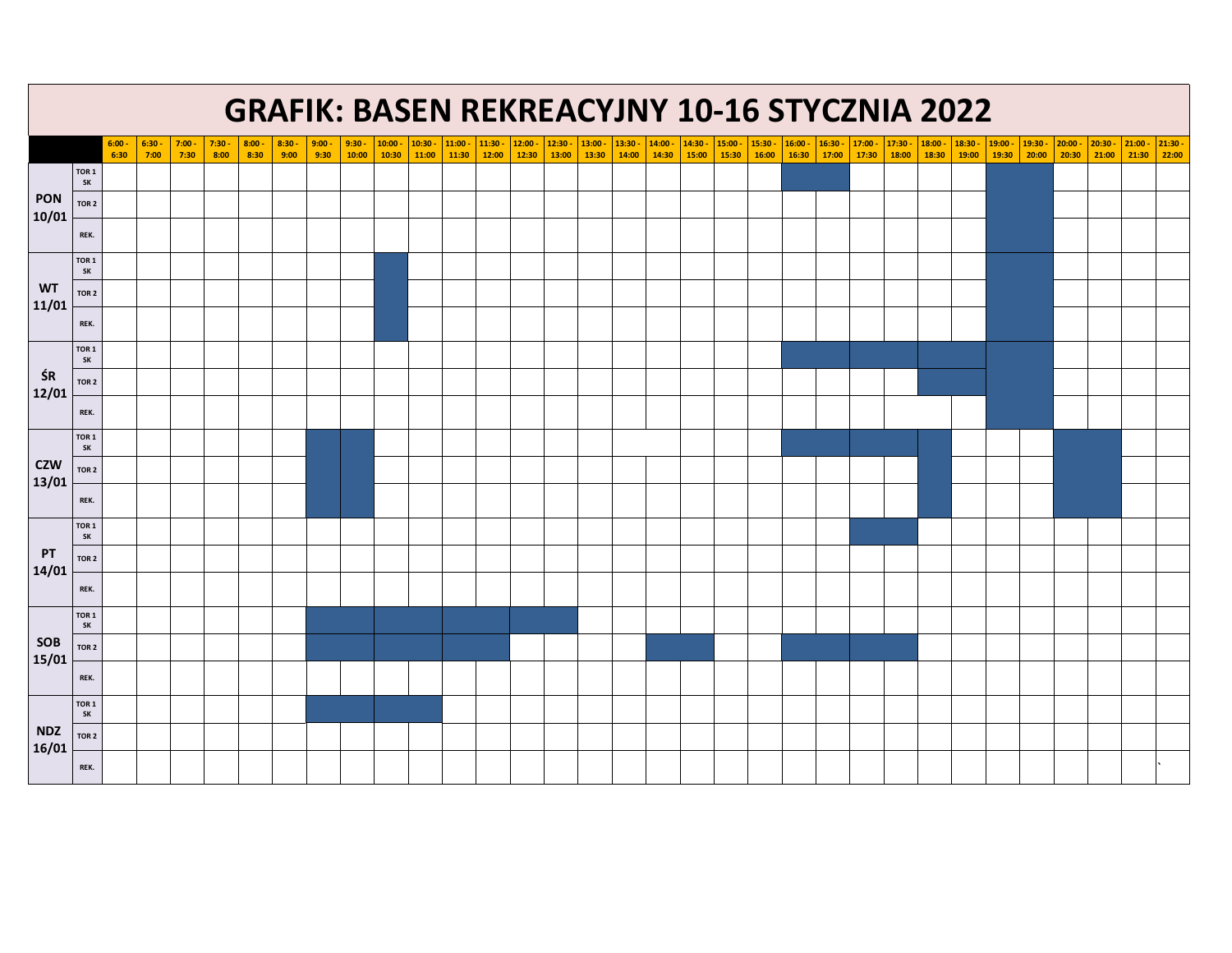# GRAFIK: BASEN REKREACYJNY 10-16 STYCZNIA 2022

| | | 6:00 - 6:30 | 6:30 - 7:00 | 7:00 - 7:30 | 7:30 - 8:00 | 8:00 - 8:30 | 8:30 - 9:00 | 9:00 - 9:30 | 9:30 - 10:00 | 10:00 - 10:30 | 10:30 - 11:00 | 11:00 - 11:30 | 11:30 - 12:00 | 12:00 - 12:30 | 12:30 - 13:00 | 13:00 - 13:30 | 13:30 - 14:00 | 14:00 - 14:30 | 14:30 - 15:00 | 15:00 - 15:30 | 15:30 - 16:00 | 16:00 - 16:30 | 16:30 - 17:00 | 17:00 - 17:30 | 17:30 - 18:00 | 18:00 - 18:30 | 18:30 - 19:00 | 19:00 - 19:30 | 19:30 - 20:00 | 20:00 - 20:30 | 20:30 - 21:00 | 21:00 - 21:30 | 21:30 - 22:00 |
|---|---|---|---|---|---|---|---|---|---|---|---|---|---|---|---|---|---|---|---|---|---|---|---|---|---|---|---|---|---|---|---|---|---|
| PON 10/01 | TOR 1 SK | | | | | | | | | | | | | | | | | | | | | | | | | | | | | | | | |
| | TOR 2 | | | | | | | | | | | | | | | | | | | | | | | | | | | | | | | | |
| | REK. | | | | | | | | | | | | | | | | | | | | | | | | | | | | | | | | |
| WT 11/01 | TOR 1 SK | | | | | | | | | | | | | | | | | | | | | | | | | | | | | | | | |
| | TOR 2 | | | | | | | | | | | | | | | | | | | | | | | | | | | | | | | | |
| | REK. | | | | | | | | | | | | | | | | | | | | | | | | | | | | | | | | |
| ŚR 12/01 | TOR 1 SK | | | | | | | | | | | | | | | | | | | | | | | | | | | | | | | | |
| | TOR 2 | | | | | | | | | | | | | | | | | | | | | | | | | | | | | | | | |
| | REK. | | | | | | | | | | | | | | | | | | | | | | | | | | | | | | | | |
| CZW 13/01 | TOR 1 SK | | | | | | | | | | | | | | | | | | | | | | | | | | | | | | | | |
| | TOR 2 | | | | | | | | | | | | | | | | | | | | | | | | | | | | | | | | |
| | REK. | | | | | | | | | | | | | | | | | | | | | | | | | | | | | | | | |
| PT 14/01 | TOR 1 SK | | | | | | | | | | | | | | | | | | | | | | | | | | | | | | | | |
| | TOR 2 | | | | | | | | | | | | | | | | | | | | | | | | | | | | | | | | |
| | REK. | | | | | | | | | | | | | | | | | | | | | | | | | | | | | | | | |
| SOB 15/01 | TOR 1 SK | | | | | | | | | | | | | | | | | | | | | | | | | | | | | | | | |
| | TOR 2 | | | | | | | | | | | | | | | | | | | | | | | | | | | | | | | | |
| | REK. | | | | | | | | | | | | | | | | | | | | | | | | | | | | | | | | |
| NDZ 16/01 | TOR 1 SK | | | | | | | | | | | | | | | | | | | | | | | | | | | | | | | | |
| | TOR 2 | | | | | | | | | | | | | | | | | | | | | | | | | | | | | | | | |
| | REK. | | | | | | | | | | | | | | | | | | | | | | | | | | | | | | | | ` |